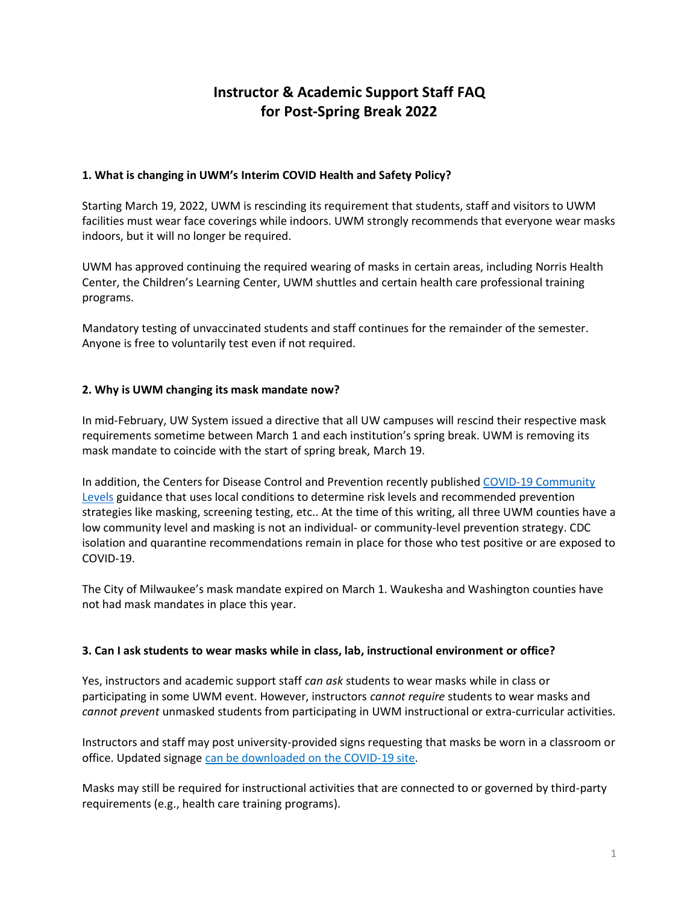# Instructor & Academic Support Staff FAQ
# for Post-Spring Break 2022

### 1. What is changing in UWM's Interim COVID Health and Safety Policy?

Starting March 19, 2022, UWM is rescinding its requirement that students, staff and visitors to UWM facilities must wear face coverings while indoors. UWM strongly recommends that everyone wear masks indoors, but it will no longer be required.

UWM has approved continuing the required wearing of masks in certain areas, including Norris Health Center, the Children's Learning Center, UWM shuttles and certain health care professional training programs.

Mandatory testing of unvaccinated students and staff continues for the remainder of the semester. Anyone is free to voluntarily test even if not required.

### 2. Why is UWM changing its mask mandate now?

In mid-February, UW System issued a directive that all UW campuses will rescind their respective mask requirements sometime between March 1 and each institution's spring break. UWM is removing its mask mandate to coincide with the start of spring break, March 19.

In addition, the Centers for Disease Control and Prevention recently published COVID-19 Community Levels guidance that uses local conditions to determine risk levels and recommended prevention strategies like masking, screening testing, etc.. At the time of this writing, all three UWM counties have a low community level and masking is not an individual- or community-level prevention strategy. CDC isolation and quarantine recommendations remain in place for those who test positive or are exposed to COVID-19.

The City of Milwaukee's mask mandate expired on March 1. Waukesha and Washington counties have not had mask mandates in place this year.

### 3. Can I ask students to wear masks while in class, lab, instructional environment or office?

Yes, instructors and academic support staff *can ask* students to wear masks while in class or participating in some UWM event. However, instructors *cannot require* students to wear masks and *cannot prevent* unmasked students from participating in UWM instructional or extra-curricular activities.

Instructors and staff may post university-provided signs requesting that masks be worn in a classroom or office. Updated signage can be downloaded on the COVID-19 site.

Masks may still be required for instructional activities that are connected to or governed by third-party requirements (e.g., health care training programs).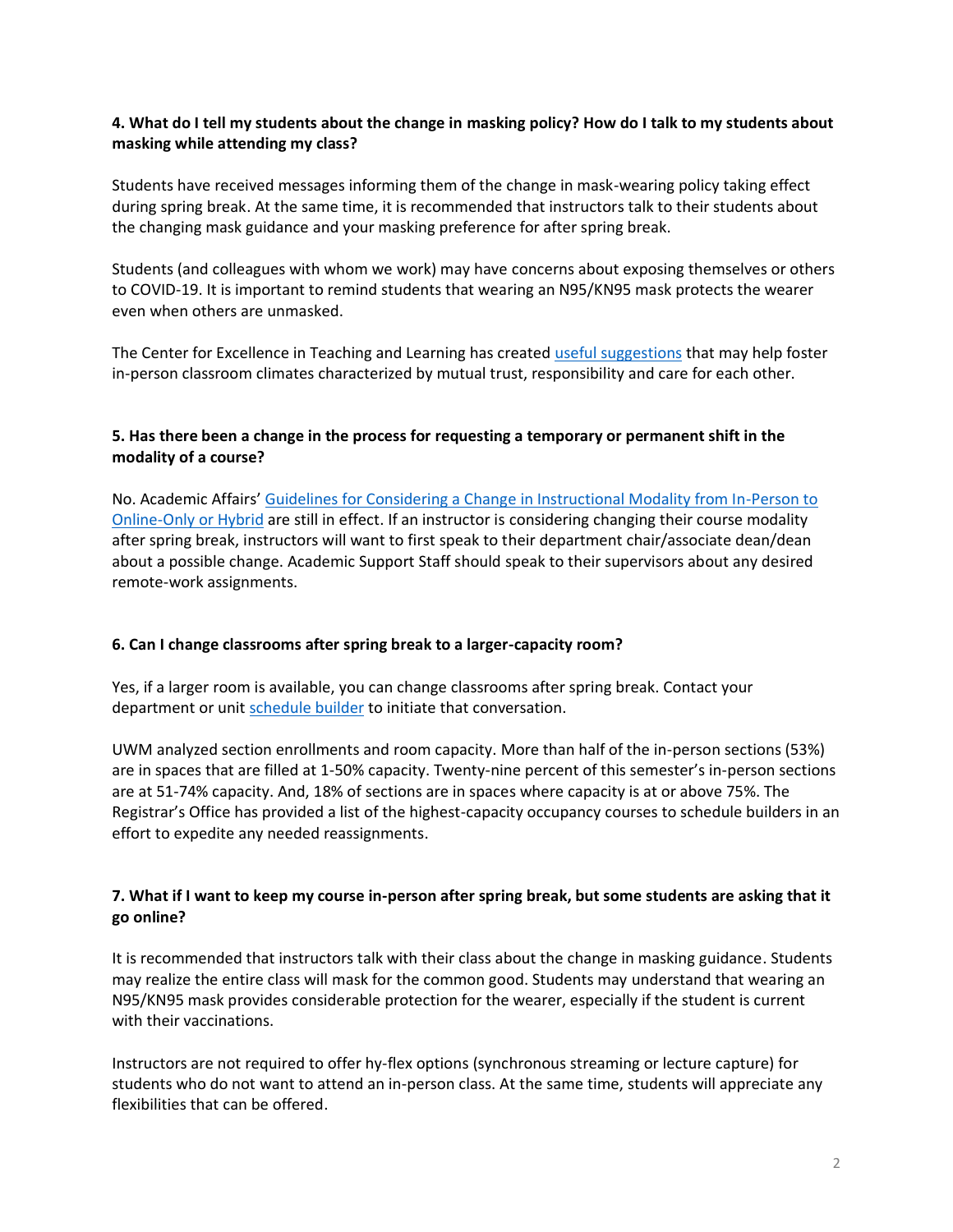**4. What do I tell my students about the change in masking policy? How do I talk to my students about masking while attending my class?**

Students have received messages informing them of the change in mask-wearing policy taking effect during spring break. At the same time, it is recommended that instructors talk to their students about the changing mask guidance and your masking preference for after spring break.

Students (and colleagues with whom we work) may have concerns about exposing themselves or others to COVID-19. It is important to remind students that wearing an N95/KN95 mask protects the wearer even when others are unmasked.

The Center for Excellence in Teaching and Learning has created useful suggestions that may help foster in-person classroom climates characterized by mutual trust, responsibility and care for each other.

**5. Has there been a change in the process for requesting a temporary or permanent shift in the modality of a course?**

No. Academic Affairs' Guidelines for Considering a Change in Instructional Modality from In-Person to Online-Only or Hybrid are still in effect. If an instructor is considering changing their course modality after spring break, instructors will want to first speak to their department chair/associate dean/dean about a possible change. Academic Support Staff should speak to their supervisors about any desired remote-work assignments.

**6. Can I change classrooms after spring break to a larger-capacity room?**

Yes, if a larger room is available, you can change classrooms after spring break. Contact your department or unit schedule builder to initiate that conversation.

UWM analyzed section enrollments and room capacity. More than half of the in-person sections (53%) are in spaces that are filled at 1-50% capacity. Twenty-nine percent of this semester's in-person sections are at 51-74% capacity. And, 18% of sections are in spaces where capacity is at or above 75%. The Registrar's Office has provided a list of the highest-capacity occupancy courses to schedule builders in an effort to expedite any needed reassignments.

**7. What if I want to keep my course in-person after spring break, but some students are asking that it go online?**

It is recommended that instructors talk with their class about the change in masking guidance. Students may realize the entire class will mask for the common good. Students may understand that wearing an N95/KN95 mask provides considerable protection for the wearer, especially if the student is current with their vaccinations.

Instructors are not required to offer hy-flex options (synchronous streaming or lecture capture) for students who do not want to attend an in-person class. At the same time, students will appreciate any flexibilities that can be offered.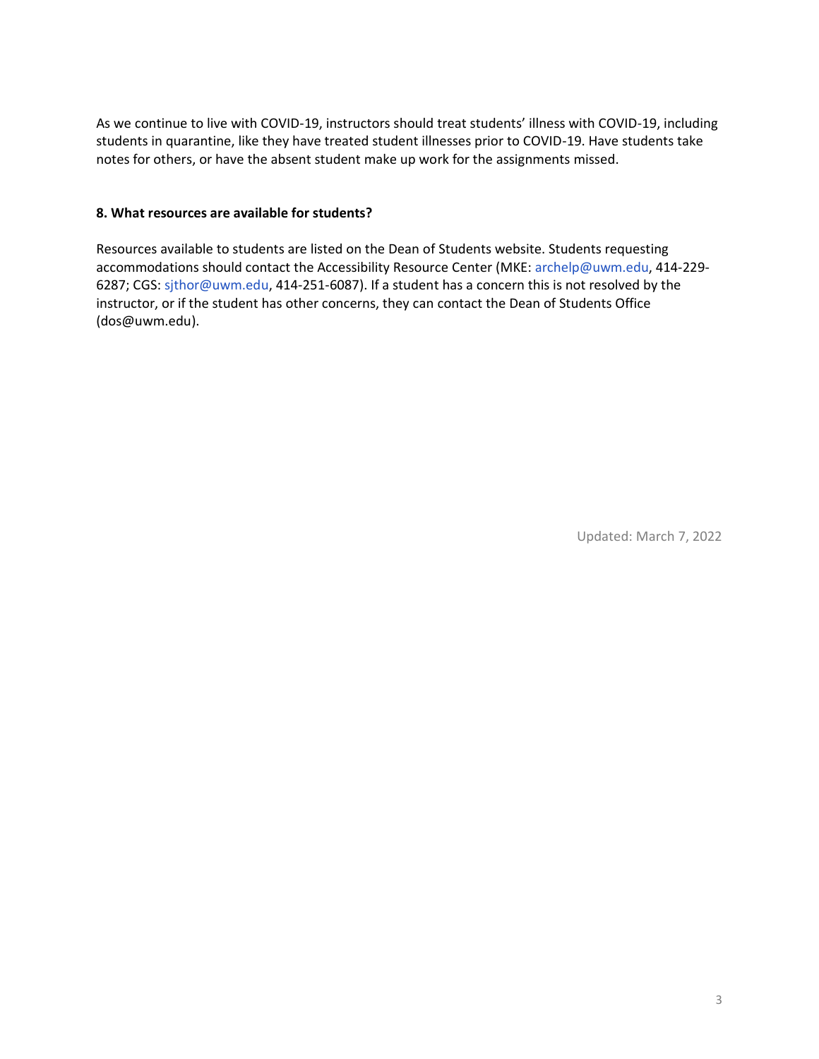As we continue to live with COVID-19, instructors should treat students' illness with COVID-19, including students in quarantine, like they have treated student illnesses prior to COVID-19. Have students take notes for others, or have the absent student make up work for the assignments missed.

**8. What resources are available for students?**

Resources available to students are listed on the Dean of Students website. Students requesting accommodations should contact the Accessibility Resource Center (MKE: archelp@uwm.edu, 414-229-6287; CGS: sjthor@uwm.edu, 414-251-6087). If a student has a concern this is not resolved by the instructor, or if the student has other concerns, they can contact the Dean of Students Office (dos@uwm.edu).

Updated: March 7, 2022